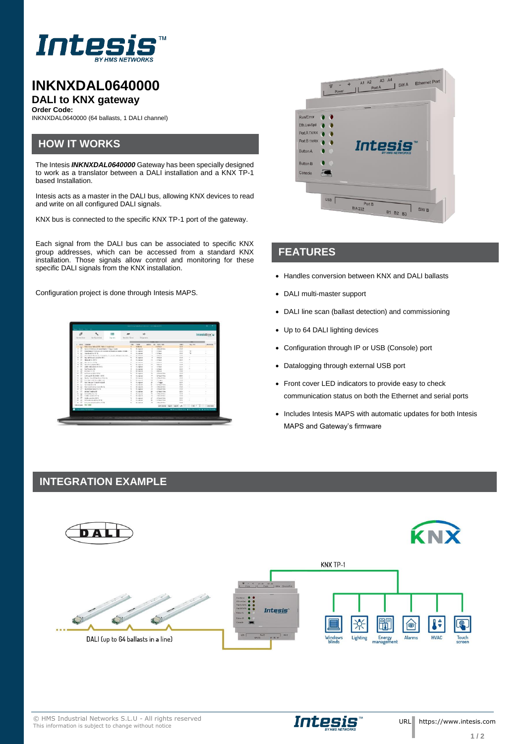# INKNXDAL0640000

## DALI to KNX gateway

**Order Code:**

INKNXDAL0640000 (64 ballasts, 1 DALI channel)

## HOW IT WORKS

The Intesis ***INKNXDAL0640000*** Gateway has been specially designed to work as a translator between a DALI installation and a KNX TP-1 based Installation.

Intesis acts as a master in the DALI bus, allowing KNX devices to read and write on all configured DALI signals.

KNX bus is connected to the specific KNX TP-1 port of the gateway.

Each signal from the DALI bus can be associated to specific KNX group addresses, which can be accessed from a standard KNX installation. Those signals allow control and monitoring for these specific DALI signals from the KNX installation.

Configuration project is done through Intesis MAPS.

## FEATURES

- Handles conversion between KNX and DALI ballasts
- DALI multi-master support
- DALI line scan (ballast detection) and commissioning
- Up to 64 DALI lighting devices
- Configuration through IP or USB (Console) port
- Datalogging through external USB port
- Front cover LED indicators to provide easy to check communication status on both the Ethernet and serial ports
- Includes Intesis MAPS with automatic updates for both Intesis MAPS and Gateway's firmware

## INTEGRATION EXAMPLE

KNX TP-1

DALI (up to 64 ballasts in a line)

Windows blinds | Lighting | Energy management | Alarms | HVAC | Touch screen

© HMS Industrial Networks S.L.U - All rights reserved
This information is subject to change without notice

URL https://www.intesis.com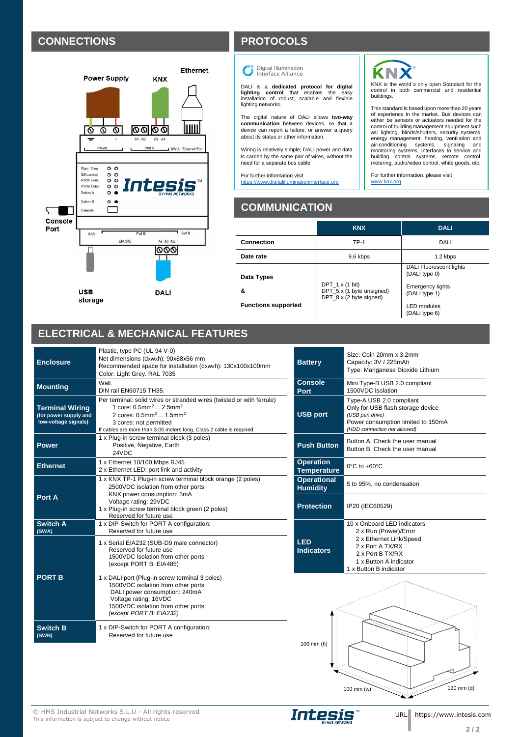## CONNECTIONS

Power Supply
KNX
Ethernet
Console Port
USB storage
DALI

## PROTOCOLS

Digital Illumination Interface Alliance

DALI is a **dedicated protocol for digital lighting control** that enables the easy installation of robust, scalable and flexible lighting networks.

The digital nature of DALI allows **two-way communication** between devices, so that a device can report a failure, or answer a query about its status or other information.

Wiring is relatively simple; DALI power and data is carried by the same pair of wires, without the need for a separate bus cable

For further information visit https://www.digitalilluminationinterface.org

KNX is the world´s only open Standard for the control in both commercial and residential buildings.

This standard is based upon more than 20 years of experience in the market. Bus devices can either be sensors or actuators needed for the control of building management equipment such as: lighting, blinds/shutters, security systems, energy management, heating, ventilation and air-conditioning systems, signaling and monitoring systems, interfaces to service and building control systems, remote control, metering, audio/video control, white goods, etc.

For further information, please visit www.knx.org

## COMMUNICATION

| | KNX | DALI |
|---|---|---|
| **Connection** | TP-1 | DALI |
| **Date rate** | 9.6 kbps | 1.2 kbps |
| **Data Types & Functions supported** | DPT_1.x (1 bit)<br>DPT_5.x (1 byte unsigned)<br>DPT_8.x (2 byte signed) | DALI Fluorescent lights (DALI type 0)<br>Emergency lights (DALI type 1)<br>LED modules (DALI type 6) |

## ELECTRICAL & MECHANICAL FEATURES

| | |
|---|---|
| **Enclosure** | Plastic, type PC (UL 94 V-0)<br>Net dimensions (dxwxh): 90x88x56 mm<br>Recommended space for installation (dxwxh): 130x100x100mm<br>Color: Light Grey. RAL 7035 |
| **Mounting** | Wall.<br>DIN rail EN60715 TH35. |
| **Terminal Wiring (for power supply and low-voltage signals)** | Per terminal: solid wires or stranded wires (twisted or with ferrule)<br>1 core: 0.5mm²… 2.5mm²<br>2 cores: 0.5mm²… 1.5mm²<br>3 cores: not permitted<br>If cables are more than 3.05 meters long, Class 2 cable is required. |
| **Power** | 1 x Plug-in screw terminal block (3 poles)<br>Positive, Negative, Earth<br>24VDC |
| **Ethernet** | 1 x Ethernet 10/100 Mbps RJ45<br>2 x Ethernet LED: port link and activity |
| **Port A** | 1 x KNX TP-1 Plug-in screw terminal block orange (2 poles)<br>2500VDC isolation from other ports<br>KNX power consumption: 5mA<br>Voltage rating: 29VDC<br>1 x Plug-in screw terminal block green (2 poles)<br>Reserved for future use |
| **Switch A (SWA)** | 1 x DIP-Switch for PORT A configuration:<br>Reserved for future use |
| **PORT B** | 1 x Serial EIA232 (SUB-D9 male connector)<br>Reserved for future use<br>1500VDC isolation from other ports<br>(except PORT B: EIA485)<br><br>1 x DALI port (Plug-in screw terminal 3 poles)<br>1500VDC isolation from other ports<br>DALI power consumption: 240mA<br>Voltage rating: 16VDC<br>1500VDC isolation from other ports<br>*(except PORT B: EIA232)* |
| **Switch B (SWB)** | 1 x DIP-Switch for PORT A configuration:<br>Reserved for future use |

| | |
|---|---|
| **Battery** | Size: Coin 20mm x 3.2mm<br>Capacity: 3V / 225mAh<br>Type: Manganese Dioxide Lithium |
| **Console Port** | Mini Type-B USB 2.0 compliant<br>1500VDC isolation |
| **USB port** | Type-A USB 2.0 compliant<br>Only for USB flash storage device<br>*(USB pen drive)*<br>Power consumption limited to 150mA<br>*(HDD connection not allowed)* |
| **Push Button** | Button A: Check the user manual<br>Button B: Check the user manual |
| **Operation Temperature** | 0°C to +60°C |
| **Operational Humidity** | 5 to 95%, no condensation |
| **Protection** | IP20 (IEC60529) |
| **LED Indicators** | 10 x Onboard LED indicators<br>2 x Run (Power)/Error<br>2 x Ethernet Link/Speed<br>2 x Port A TX/RX<br>2 x Port B TX/RX<br>1 x Button A indicator<br>1 x Button B indicator |

100 mm (h)
100 mm (w)
130 mm (d)

© HMS Industrial Networks S.L.U - All rights reserved
This information is subject to change without notice

URL https://www.intesis.com